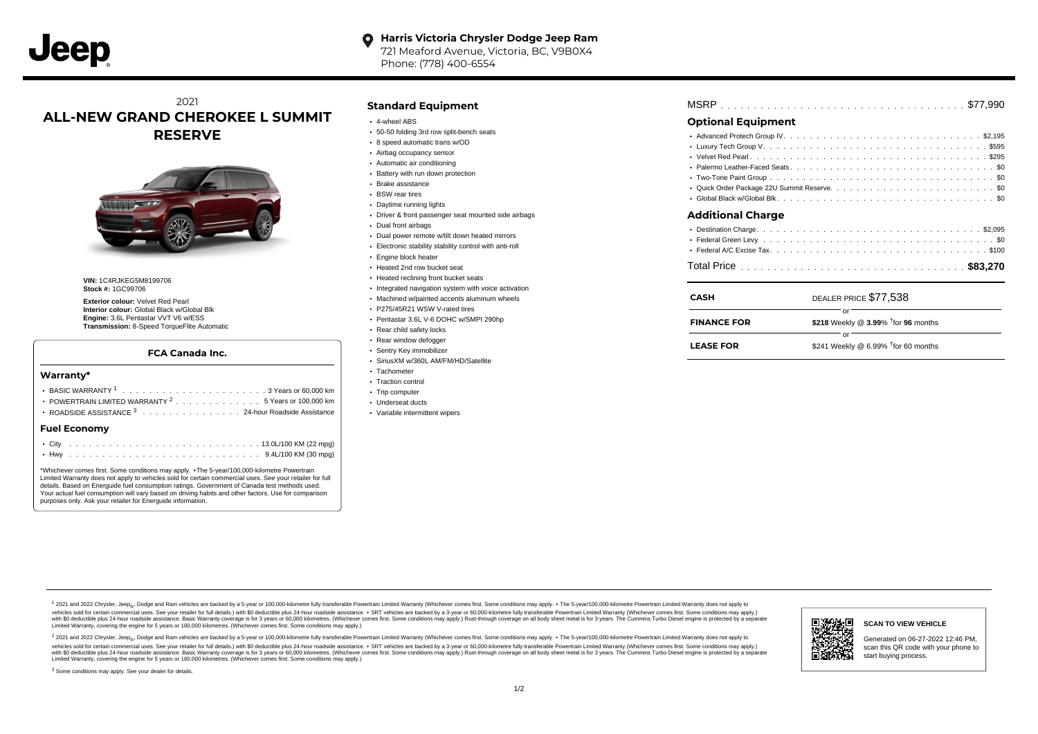**Harris Victoria Chrysler Dodge Jeep Ram**
721 Meaford Avenue, Victoria, BC, V9B0X4
Phone: (778) 400-6554

2021
# ALL-NEW GRAND CHEROKEE L SUMMIT RESERVE

**VIN:** 1C4RJKEG5M8199706
**Stock #:** 1GC99706

**Exterior colour:** Velvet Red Pearl
**Interior colour:** Global Black w/Global Blk
**Engine:** 3.6L Pentastar VVT V6 w/ESS
**Transmission:** 8-Speed TorqueFlite Automatic

### FCA Canada Inc.

#### Warranty*

- BASIC WARRANTY [1] . . . . . 3 Years or 60,000 km
- POWERTRAIN LIMITED WARRANTY [2] . . . . . 5 Years or 100,000 km
- ROADSIDE ASSISTANCE [3] . . . . . 24-hour Roadside Assistance

#### Fuel Economy

- City . . . . . 13.0L/100 KM (22 mpg)
- Hwy . . . . . 9.4L/100 KM (30 mpg)

*Whichever comes first. Some conditions may apply. +The 5-year/100,000-kilometre Powertrain Limited Warranty does not apply to vehicles sold for certain commercial uses. See your retailer for full details. Based on Energuide fuel consumption ratings. Government of Canada test methods used. Your actual fuel consumption will vary based on driving habits and other factors. Use for comparison purposes only. Ask your retailer for Energuide information.

### Standard Equipment

- 4-wheel ABS
- 50-50 folding 3rd row split-bench seats
- 8 speed automatic trans w/OD
- Airbag occupancy sensor
- Automatic air conditioning
- Battery with run down protection
- Brake assistance
- BSW rear tires
- Daytime running lights
- Driver & front passenger seat mounted side airbags
- Dual front airbags
- Dual power remote w/tilt down heated mirrors
- Electronic stability stability control with anti-roll
- Engine block heater
- Heated 2nd row bucket seat
- Heated reclining front bucket seats
- Integrated navigation system with voice activation
- Machined w/painted accents aluminum wheels
- P275/45R21 WSW V-rated tires
- Pentastar 3.6L V-6 DOHC w/SMPI 290hp
- Rear child safety locks
- Rear window defogger
- Sentry Key immobilizer
- SiriusXM w/360L AM/FM/HD/Satellite
- Tachometer
- Traction control
- Trip computer
- Underseat ducts
- Variable intermittent wipers

MSRP . . . . . $77,990

### Optional Equipment

- Advanced Protech Group IV. . . . . $2,195
- Luxury Tech Group V. . . . . $595
- Velvet Red Pearl. . . . . $295
- Palermo Leather-Faced Seats. . . . . $0
- Two-Tone Paint Group . . . . . $0
- Quick Order Package 22U Summit Reserve. . . . . $0
- Global Black w/Global Blk. . . . . $0

### Additional Charge

- Destination Charge. . . . . $2,095
- Federal Green Levy. . . . . $0
- Federal A/C Excise Tax. . . . . $100

Total Price . . . . . **$83,270**

| | |
|---|---|
| **CASH** | DEALER PRICE $77,538 |
| | or |
| **FINANCE FOR** | **$218** Weekly @ **3.99**% †for **96** months |
| | or |
| **LEASE FOR** | $241 Weekly @ 6.99% †for 60 months |

[1] 2021 and 2022 Chrysler, Jeep®, Dodge and Ram vehicles are backed by a 5-year or 100,000-kilometre fully transferable Powertrain Limited Warranty (Whichever comes first. Some conditions may apply. + The 5-year/100,000-kilometre Powertrain Limited Warranty does not apply to vehicles sold for certain commercial uses. See your retailer for full details.) with $0 deductible plus 24-hour roadside assistance. + SRT vehicles are backed by a 3-year or 60,000-kilometre fully transferable Powertrain Limited Warranty (Whichever comes first. Some conditions may apply.) with $0 deductible plus 24-hour roadside assistance. Basic Warranty coverage is for 3 years or 60,000 kilometres. (Whichever comes first. Some conditions may apply.) Rust-through coverage on all body sheet metal is for 3 years. The Cummins Turbo Diesel engine is protected by a separate Limited Warranty, covering the engine for 5 years or 160,000 kilometres. (Whichever comes first. Some conditions may apply.)

[2] 2021 and 2022 Chrysler, Jeep®, Dodge and Ram vehicles are backed by a 5-year or 100,000-kilometre fully transferable Powertrain Limited Warranty (Whichever comes first. Some conditions may apply. + The 5-year/100,000-kilometre Powertrain Limited Warranty does not apply to vehicles sold for certain commercial uses. See your retailer for full details.) with $0 deductible plus 24-hour roadside assistance. + SRT vehicles are backed by a 3-year or 60,000-kilometre fully transferable Powertrain Limited Warranty (Whichever comes first. Some conditions may apply.) with $0 deductible plus 24-hour roadside assistance. Basic Warranty coverage is for 3 years or 60,000 kilometres. (Whichever comes first. Some conditions may apply.) Rust-through coverage on all body sheet metal is for 3 years. The Cummins Turbo Diesel engine is protected by a separate Limited Warranty, covering the engine for 5 years or 160,000 kilometres. (Whichever comes first. Some conditions may apply.)

[3] Some conditions may apply. See your dealer for details.

**SCAN TO VIEW VEHICLE**

Generated on 06-27-2022 12:46 PM, scan this QR code with your phone to start buying process.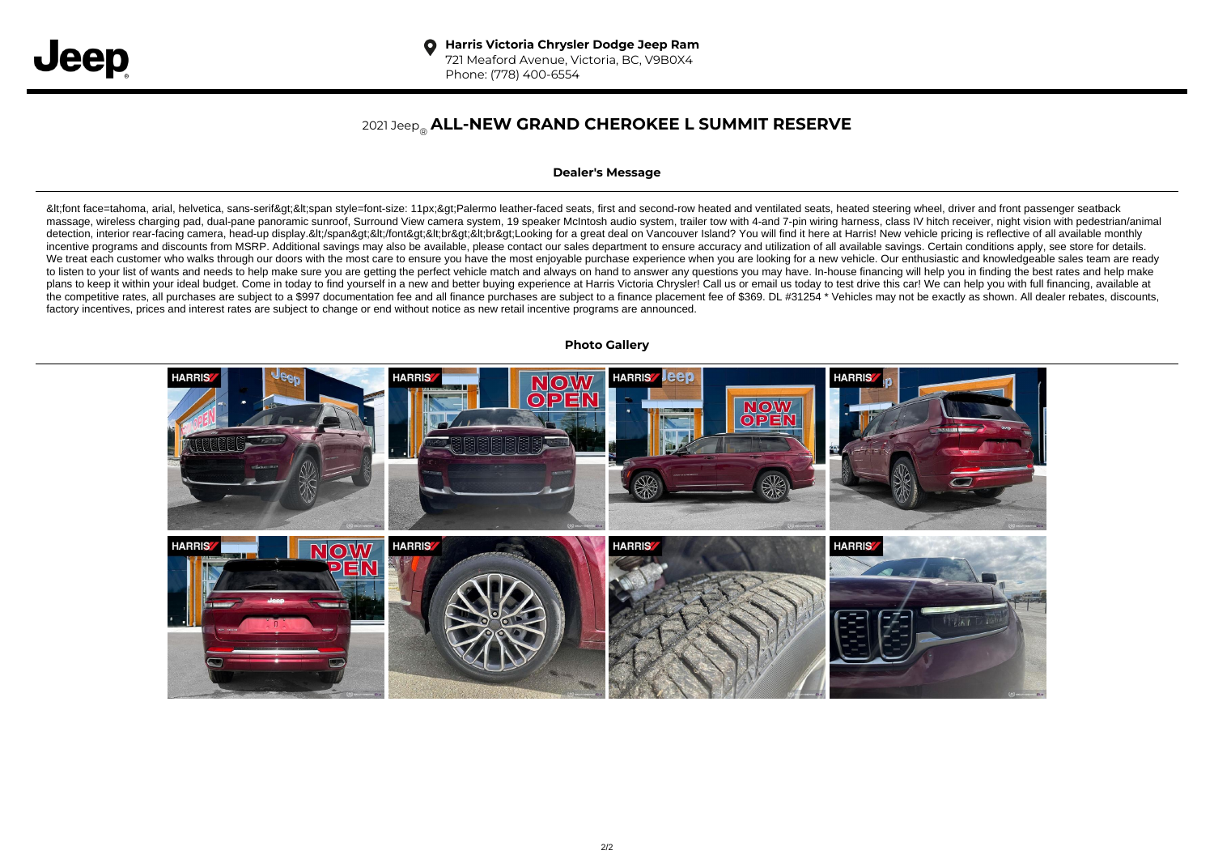**Harris Victoria Chrysler Dodge Jeep Ram**
721 Meaford Avenue, Victoria, BC, V9B0X4
Phone: (778) 400-6554

# 2021 Jeep® ALL-NEW GRAND CHEROKEE L SUMMIT RESERVE

## Dealer's Message

&lt;font face=tahoma, arial, helvetica, sans-serif&gt;&lt;span style=font-size: 11px;&gt;Palermo leather-faced seats, first and second-row heated and ventilated seats, heated steering wheel, driver and front passenger seatback massage, wireless charging pad, dual-pane panoramic sunroof, Surround View camera system, 19 speaker McIntosh audio system, trailer tow with 4-and 7-pin wiring harness, class IV hitch receiver, night vision with pedestrian/animal detection, interior rear-facing camera, head-up display.&lt;/span&gt;&lt;/font&gt;&lt;br&gt;&lt;br&gt;Looking for a great deal on Vancouver Island? You will find it here at Harris! New vehicle pricing is reflective of all available monthly incentive programs and discounts from MSRP. Additional savings may also be available, please contact our sales department to ensure accuracy and utilization of all available savings. Certain conditions apply, see store for details. We treat each customer who walks through our doors with the most care to ensure you have the most enjoyable purchase experience when you are looking for a new vehicle. Our enthusiastic and knowledgeable sales team are ready to listen to your list of wants and needs to help make sure you are getting the perfect vehicle match and always on hand to answer any questions you may have. In-house financing will help you in finding the best rates and help make plans to keep it within your ideal budget. Come in today to find yourself in a new and better buying experience at Harris Victoria Chrysler! Call us or email us today to test drive this car! We can help you with full financing, available at the competitive rates, all purchases are subject to a $997 documentation fee and all finance purchases are subject to a finance placement fee of $369. DL #31254 * Vehicles may not be exactly as shown. All dealer rebates, discounts, factory incentives, prices and interest rates are subject to change or end without notice as new retail incentive programs are announced.

## Photo Gallery